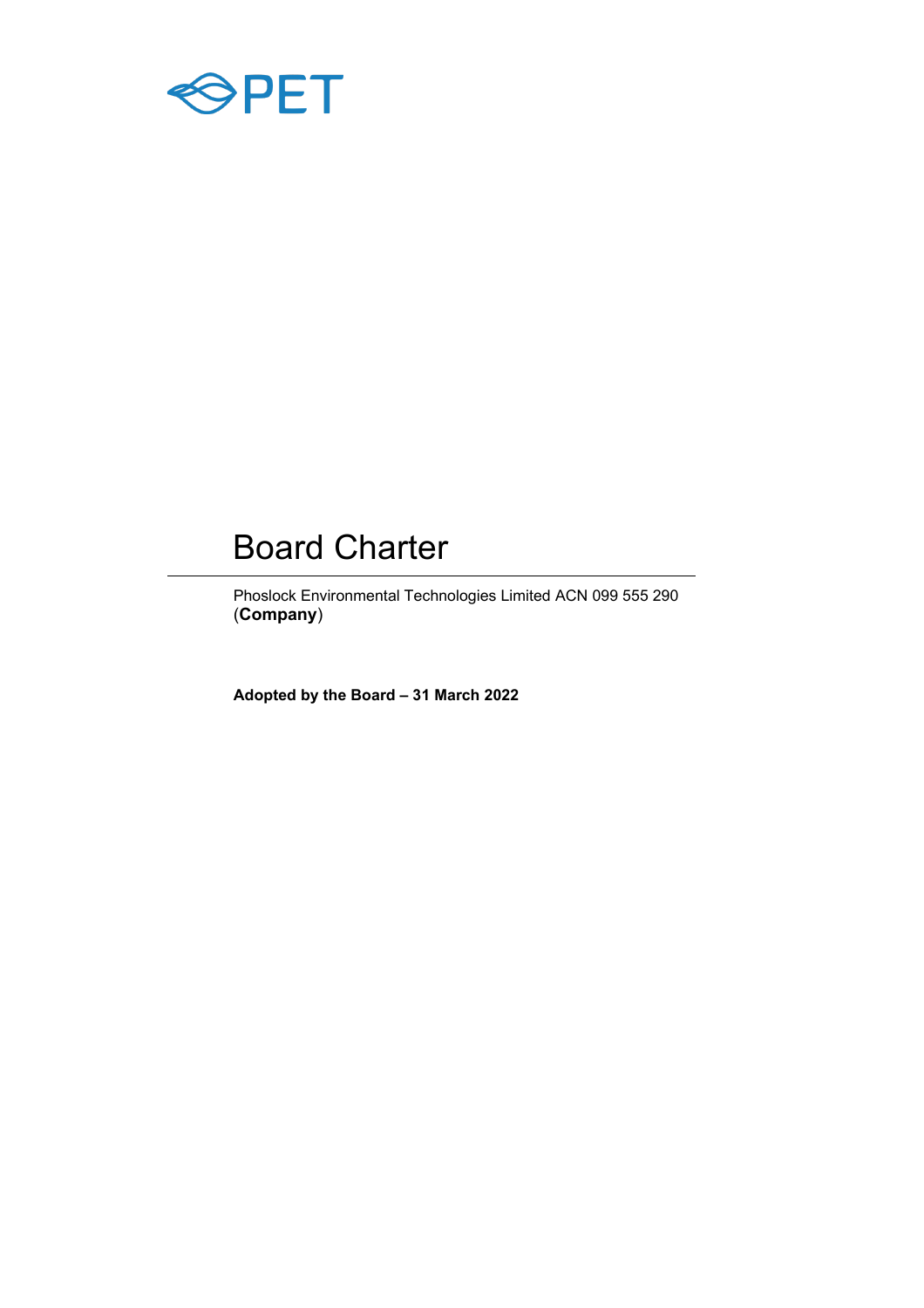PET

# Board Charter

Phoslock Environmental Technologies Limited ACN 099 555 290 (**Company**)

**Adopted by the Board – 31 March 2022**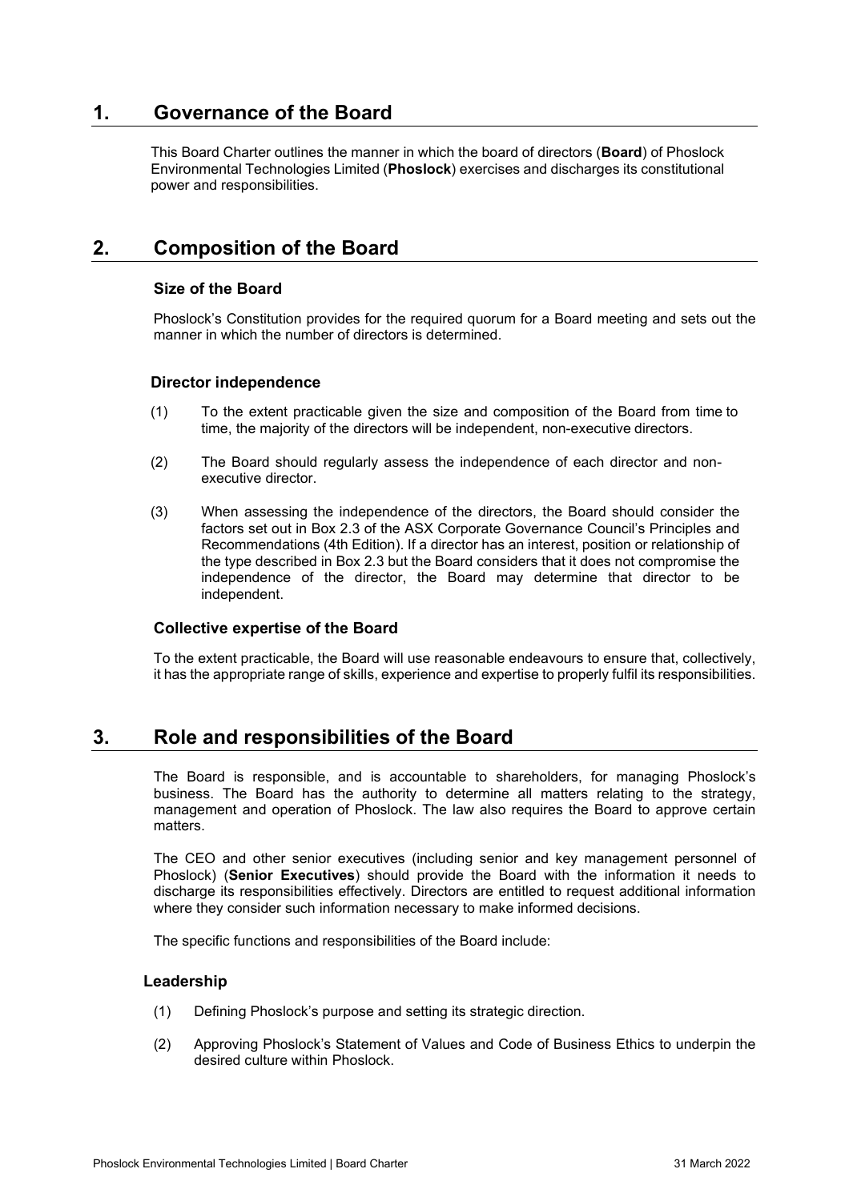# 1. Governance of the Board

This Board Charter outlines the manner in which the board of directors (**Board**) of Phoslock Environmental Technologies Limited (**Phoslock**) exercises and discharges its constitutional power and responsibilities.

# 2. Composition of the Board

### Size of the Board

Phoslock's Constitution provides for the required quorum for a Board meeting and sets out the manner in which the number of directors is determined.

### Director independence

(1) To the extent practicable given the size and composition of the Board from time to time, the majority of the directors will be independent, non-executive directors.

(2) The Board should regularly assess the independence of each director and non-executive director.

(3) When assessing the independence of the directors, the Board should consider the factors set out in Box 2.3 of the ASX Corporate Governance Council's Principles and Recommendations (4th Edition). If a director has an interest, position or relationship of the type described in Box 2.3 but the Board considers that it does not compromise the independence of the director, the Board may determine that director to be independent.

### Collective expertise of the Board

To the extent practicable, the Board will use reasonable endeavours to ensure that, collectively, it has the appropriate range of skills, experience and expertise to properly fulfil its responsibilities.

# 3. Role and responsibilities of the Board

The Board is responsible, and is accountable to shareholders, for managing Phoslock's business. The Board has the authority to determine all matters relating to the strategy, management and operation of Phoslock. The law also requires the Board to approve certain matters.

The CEO and other senior executives (including senior and key management personnel of Phoslock) (**Senior Executives**) should provide the Board with the information it needs to discharge its responsibilities effectively. Directors are entitled to request additional information where they consider such information necessary to make informed decisions.

The specific functions and responsibilities of the Board include:

### Leadership

(1) Defining Phoslock's purpose and setting its strategic direction.

(2) Approving Phoslock's Statement of Values and Code of Business Ethics to underpin the desired culture within Phoslock.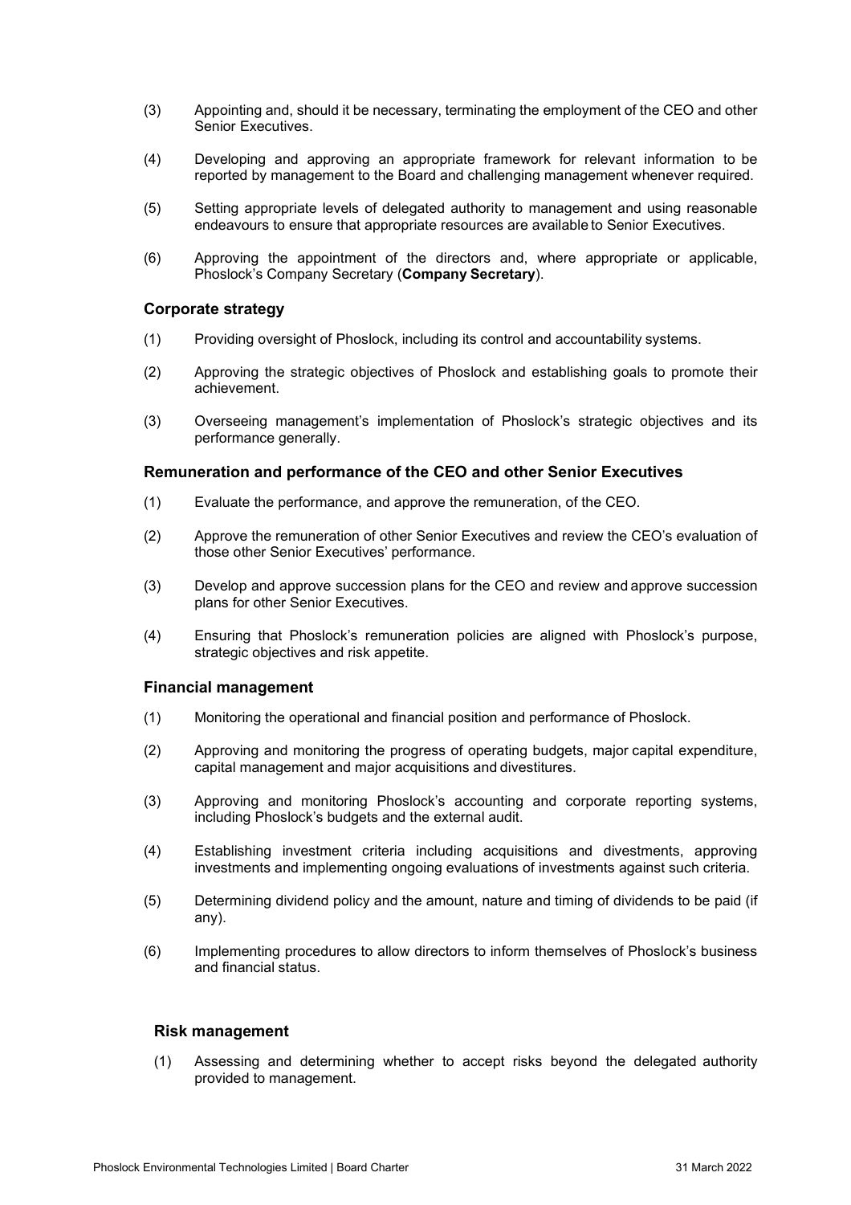(3) Appointing and, should it be necessary, terminating the employment of the CEO and other Senior Executives.

(4) Developing and approving an appropriate framework for relevant information to be reported by management to the Board and challenging management whenever required.

(5) Setting appropriate levels of delegated authority to management and using reasonable endeavours to ensure that appropriate resources are available to Senior Executives.

(6) Approving the appointment of the directors and, where appropriate or applicable, Phoslock's Company Secretary (**Company Secretary**).

### Corporate strategy

(1) Providing oversight of Phoslock, including its control and accountability systems.

(2) Approving the strategic objectives of Phoslock and establishing goals to promote their achievement.

(3) Overseeing management's implementation of Phoslock's strategic objectives and its performance generally.

### Remuneration and performance of the CEO and other Senior Executives

(1) Evaluate the performance, and approve the remuneration, of the CEO.

(2) Approve the remuneration of other Senior Executives and review the CEO's evaluation of those other Senior Executives' performance.

(3) Develop and approve succession plans for the CEO and review and approve succession plans for other Senior Executives.

(4) Ensuring that Phoslock's remuneration policies are aligned with Phoslock's purpose, strategic objectives and risk appetite.

### Financial management

(1) Monitoring the operational and financial position and performance of Phoslock.

(2) Approving and monitoring the progress of operating budgets, major capital expenditure, capital management and major acquisitions and divestitures.

(3) Approving and monitoring Phoslock's accounting and corporate reporting systems, including Phoslock's budgets and the external audit.

(4) Establishing investment criteria including acquisitions and divestments, approving investments and implementing ongoing evaluations of investments against such criteria.

(5) Determining dividend policy and the amount, nature and timing of dividends to be paid (if any).

(6) Implementing procedures to allow directors to inform themselves of Phoslock's business and financial status.

### Risk management

(1) Assessing and determining whether to accept risks beyond the delegated authority provided to management.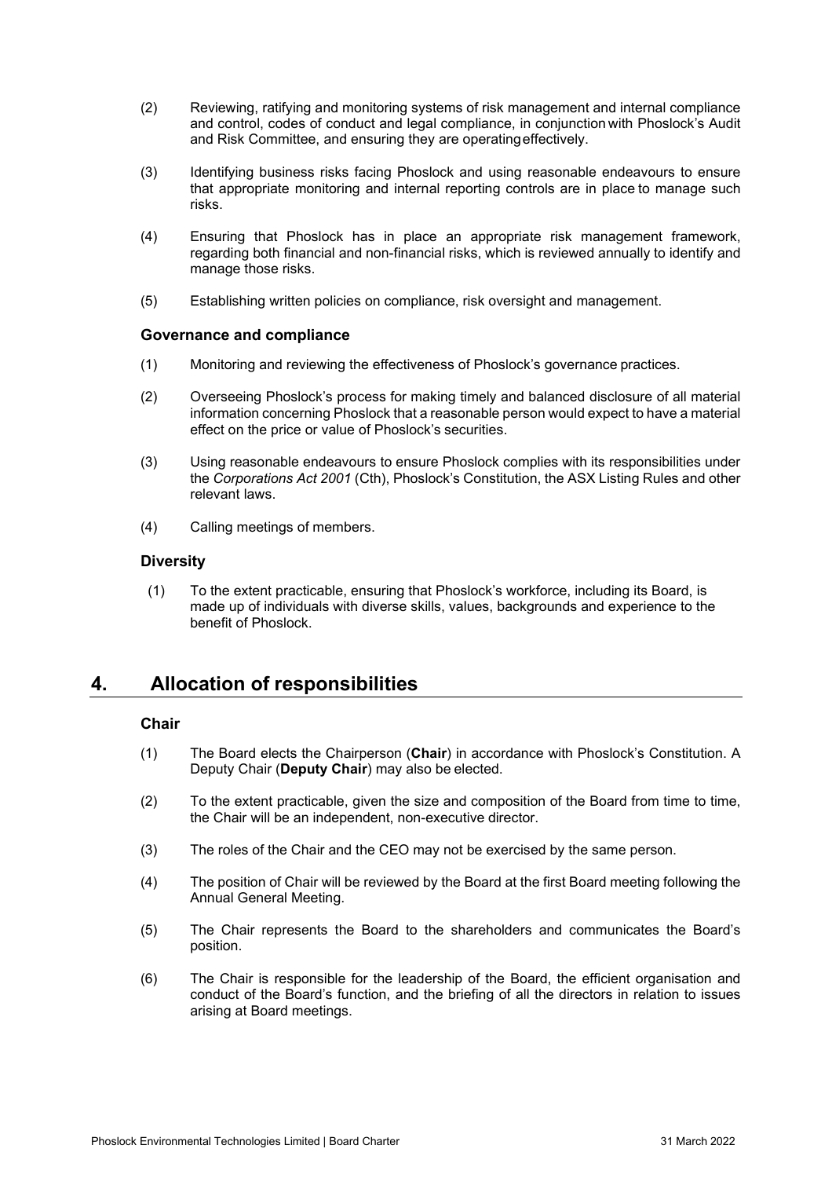(2) Reviewing, ratifying and monitoring systems of risk management and internal compliance and control, codes of conduct and legal compliance, in conjunction with Phoslock's Audit and Risk Committee, and ensuring they are operating effectively.

(3) Identifying business risks facing Phoslock and using reasonable endeavours to ensure that appropriate monitoring and internal reporting controls are in place to manage such risks.

(4) Ensuring that Phoslock has in place an appropriate risk management framework, regarding both financial and non-financial risks, which is reviewed annually to identify and manage those risks.

(5) Establishing written policies on compliance, risk oversight and management.

### Governance and compliance

(1) Monitoring and reviewing the effectiveness of Phoslock's governance practices.

(2) Overseeing Phoslock's process for making timely and balanced disclosure of all material information concerning Phoslock that a reasonable person would expect to have a material effect on the price or value of Phoslock's securities.

(3) Using reasonable endeavours to ensure Phoslock complies with its responsibilities under the *Corporations Act 2001* (Cth), Phoslock's Constitution, the ASX Listing Rules and other relevant laws.

(4) Calling meetings of members.

### Diversity

(1) To the extent practicable, ensuring that Phoslock's workforce, including its Board, is made up of individuals with diverse skills, values, backgrounds and experience to the benefit of Phoslock.

## 4. Allocation of responsibilities

### Chair

(1) The Board elects the Chairperson (**Chair**) in accordance with Phoslock's Constitution. A Deputy Chair (**Deputy Chair**) may also be elected.

(2) To the extent practicable, given the size and composition of the Board from time to time, the Chair will be an independent, non-executive director.

(3) The roles of the Chair and the CEO may not be exercised by the same person.

(4) The position of Chair will be reviewed by the Board at the first Board meeting following the Annual General Meeting.

(5) The Chair represents the Board to the shareholders and communicates the Board's position.

(6) The Chair is responsible for the leadership of the Board, the efficient organisation and conduct of the Board's function, and the briefing of all the directors in relation to issues arising at Board meetings.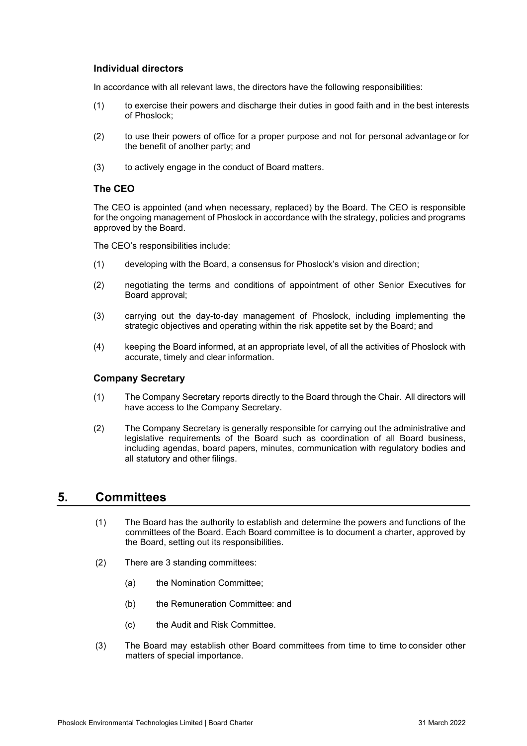### Individual directors

In accordance with all relevant laws, the directors have the following responsibilities:

(1) to exercise their powers and discharge their duties in good faith and in the best interests of Phoslock;

(2) to use their powers of office for a proper purpose and not for personal advantage or for the benefit of another party; and

(3) to actively engage in the conduct of Board matters.

### The CEO

The CEO is appointed (and when necessary, replaced) by the Board. The CEO is responsible for the ongoing management of Phoslock in accordance with the strategy, policies and programs approved by the Board.

The CEO's responsibilities include:

(1) developing with the Board, a consensus for Phoslock's vision and direction;

(2) negotiating the terms and conditions of appointment of other Senior Executives for Board approval;

(3) carrying out the day-to-day management of Phoslock, including implementing the strategic objectives and operating within the risk appetite set by the Board; and

(4) keeping the Board informed, at an appropriate level, of all the activities of Phoslock with accurate, timely and clear information.

### Company Secretary

(1) The Company Secretary reports directly to the Board through the Chair. All directors will have access to the Company Secretary.

(2) The Company Secretary is generally responsible for carrying out the administrative and legislative requirements of the Board such as coordination of all Board business, including agendas, board papers, minutes, communication with regulatory bodies and all statutory and other filings.

## 5. Committees

(1) The Board has the authority to establish and determine the powers and functions of the committees of the Board. Each Board committee is to document a charter, approved by the Board, setting out its responsibilities.

(2) There are 3 standing committees:

  (a) the Nomination Committee;

  (b) the Remuneration Committee: and

  (c) the Audit and Risk Committee.

(3) The Board may establish other Board committees from time to time to consider other matters of special importance.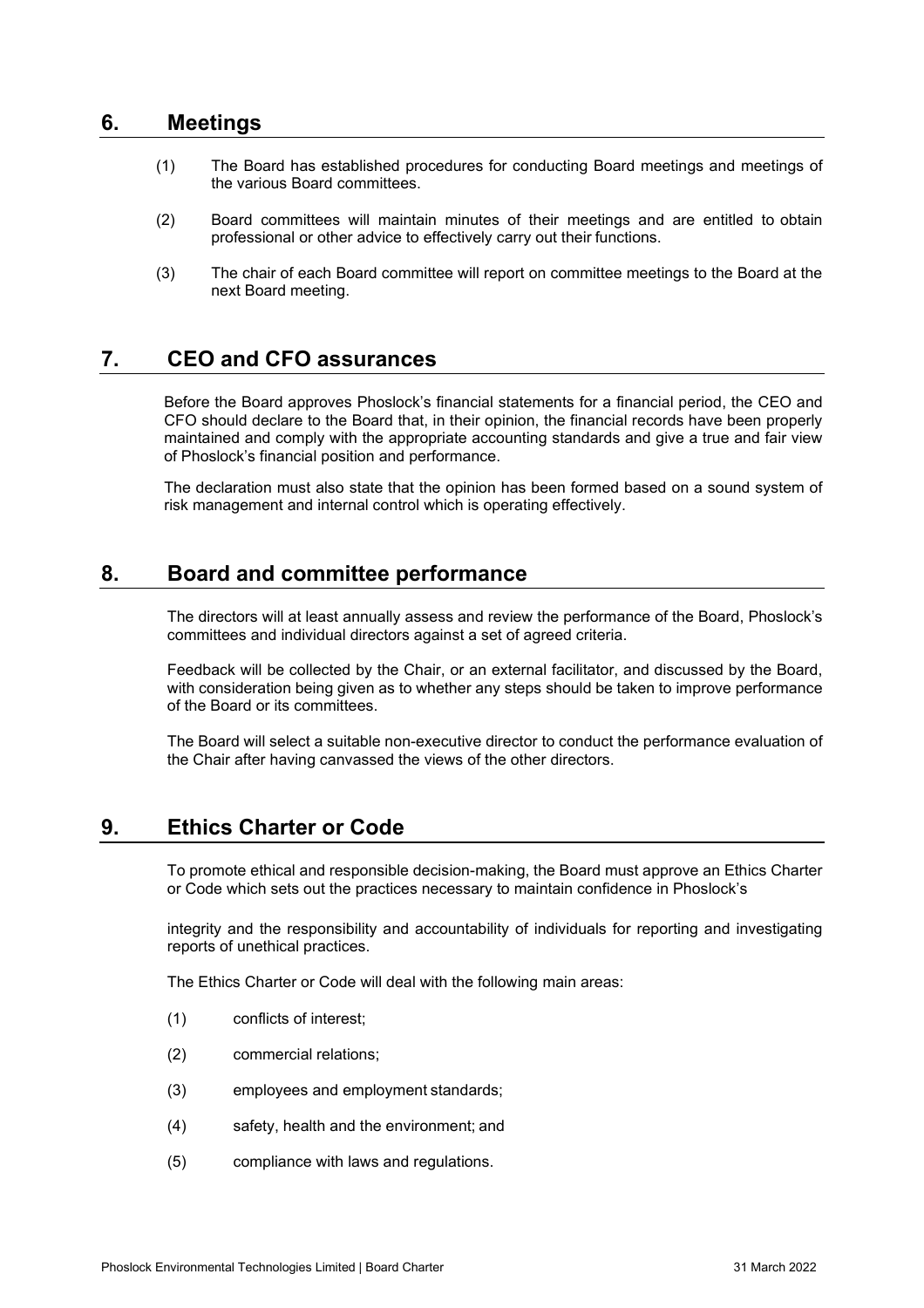## 6. Meetings

(1) The Board has established procedures for conducting Board meetings and meetings of the various Board committees.

(2) Board committees will maintain minutes of their meetings and are entitled to obtain professional or other advice to effectively carry out their functions.

(3) The chair of each Board committee will report on committee meetings to the Board at the next Board meeting.

## 7. CEO and CFO assurances

Before the Board approves Phoslock's financial statements for a financial period, the CEO and CFO should declare to the Board that, in their opinion, the financial records have been properly maintained and comply with the appropriate accounting standards and give a true and fair view of Phoslock's financial position and performance.

The declaration must also state that the opinion has been formed based on a sound system of risk management and internal control which is operating effectively.

## 8. Board and committee performance

The directors will at least annually assess and review the performance of the Board, Phoslock's committees and individual directors against a set of agreed criteria.

Feedback will be collected by the Chair, or an external facilitator, and discussed by the Board, with consideration being given as to whether any steps should be taken to improve performance of the Board or its committees.

The Board will select a suitable non-executive director to conduct the performance evaluation of the Chair after having canvassed the views of the other directors.

## 9. Ethics Charter or Code

To promote ethical and responsible decision-making, the Board must approve an Ethics Charter or Code which sets out the practices necessary to maintain confidence in Phoslock's integrity and the responsibility and accountability of individuals for reporting and investigating reports of unethical practices.

The Ethics Charter or Code will deal with the following main areas:

(1) conflicts of interest;

(2) commercial relations;

(3) employees and employment standards;

(4) safety, health and the environment; and

(5) compliance with laws and regulations.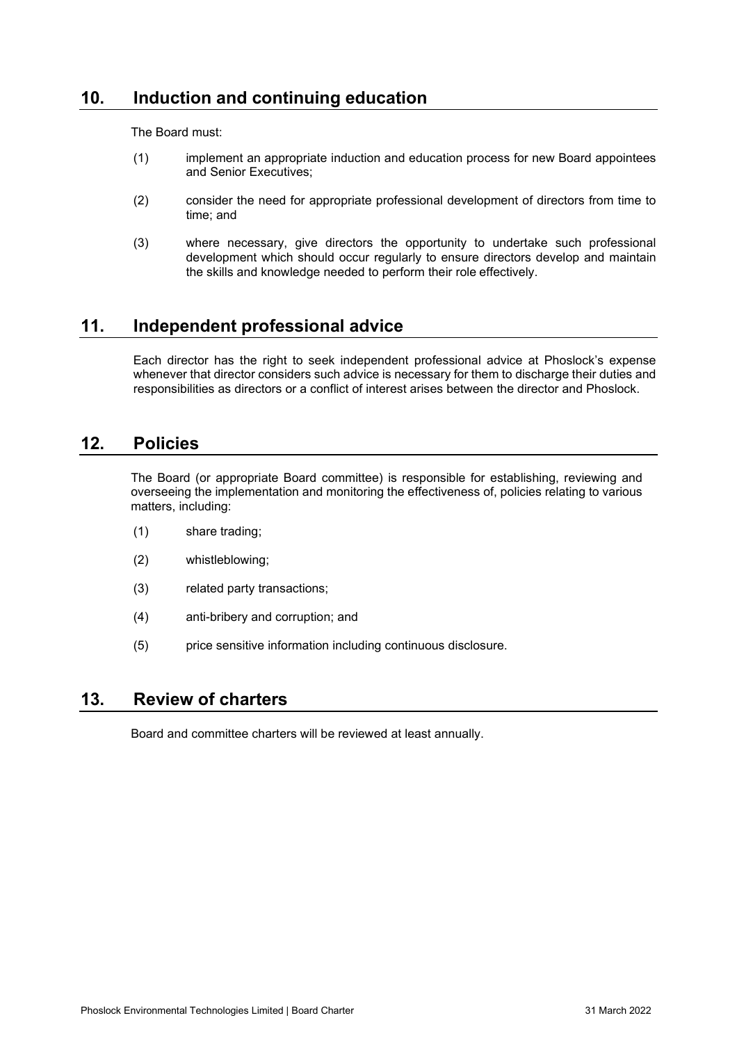## 10. Induction and continuing education

The Board must:

(1) implement an appropriate induction and education process for new Board appointees and Senior Executives;

(2) consider the need for appropriate professional development of directors from time to time; and

(3) where necessary, give directors the opportunity to undertake such professional development which should occur regularly to ensure directors develop and maintain the skills and knowledge needed to perform their role effectively.

## 11. Independent professional advice

Each director has the right to seek independent professional advice at Phoslock's expense whenever that director considers such advice is necessary for them to discharge their duties and responsibilities as directors or a conflict of interest arises between the director and Phoslock.

## 12. Policies

The Board (or appropriate Board committee) is responsible for establishing, reviewing and overseeing the implementation and monitoring the effectiveness of, policies relating to various matters, including:

(1) share trading;

(2) whistleblowing;

(3) related party transactions;

(4) anti-bribery and corruption; and

(5) price sensitive information including continuous disclosure.

## 13. Review of charters

Board and committee charters will be reviewed at least annually.